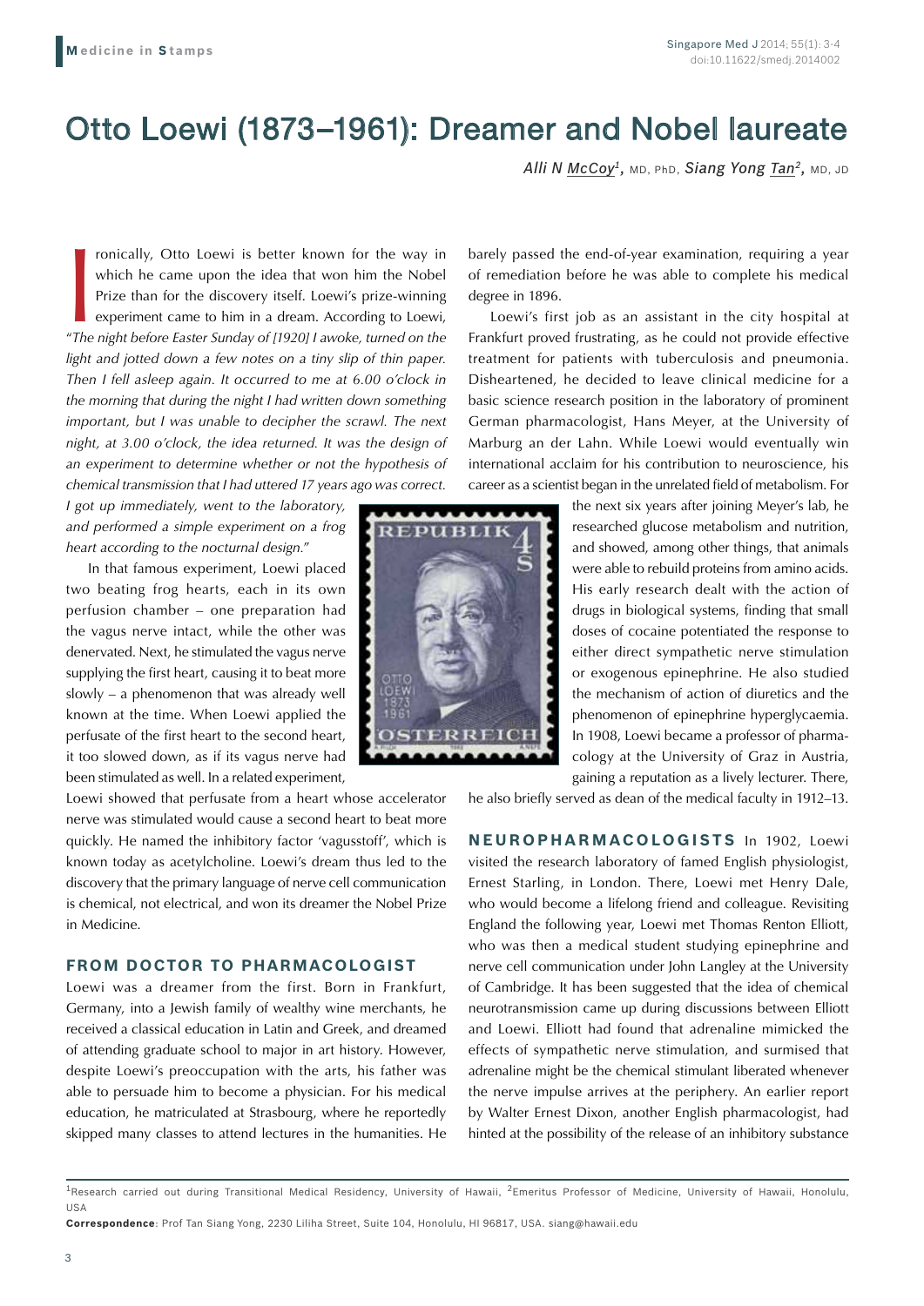# Otto Loewi (1873–1961): Dreamer and Nobel laureate

*Alli N McCoy*[1], MD, PhD, *Siang Yong Tan*[2], MD, JD

Ironically, Otto Loewi is better known for the way in which he came upon the idea that won him the Nobel Prize than for the discovery itself. Loewi's prize-winning experiment came to him in a dream. According to Loewi, "*The night before Easter Sunday of [1920] I awoke, turned on the light and jotted down a few notes on a tiny slip of thin paper. Then I fell asleep again. It occurred to me at 6.00 o'clock in the morning that during the night I had written down something important, but I was unable to decipher the scrawl. The next night, at 3.00 o'clock, the idea returned. It was the design of an experiment to determine whether or not the hypothesis of chemical transmission that I had uttered 17 years ago was correct. I got up immediately, went to the laboratory, and performed a simple experiment on a frog heart according to the nocturnal design.*"

In that famous experiment, Loewi placed two beating frog hearts, each in its own perfusion chamber – one preparation had the vagus nerve intact, while the other was denervated. Next, he stimulated the vagus nerve supplying the first heart, causing it to beat more slowly – a phenomenon that was already well known at the time. When Loewi applied the perfusate of the first heart to the second heart, it too slowed down, as if its vagus nerve had been stimulated as well. In a related experiment, Loewi showed that perfusate from a heart whose accelerator nerve was stimulated would cause a second heart to beat more quickly. He named the inhibitory factor 'vagusstoff', which is known today as acetylcholine. Loewi's dream thus led to the discovery that the primary language of nerve cell communication is chemical, not electrical, and won its dreamer the Nobel Prize in Medicine.

## FROM DOCTOR TO PHARMACOLOGIST

Loewi was a dreamer from the first. Born in Frankfurt, Germany, into a Jewish family of wealthy wine merchants, he received a classical education in Latin and Greek, and dreamed of attending graduate school to major in art history. However, despite Loewi's preoccupation with the arts, his father was able to persuade him to become a physician. For his medical education, he matriculated at Strasbourg, where he reportedly skipped many classes to attend lectures in the humanities. He barely passed the end-of-year examination, requiring a year of remediation before he was able to complete his medical degree in 1896.

Loewi's first job as an assistant in the city hospital at Frankfurt proved frustrating, as he could not provide effective treatment for patients with tuberculosis and pneumonia. Disheartened, he decided to leave clinical medicine for a basic science research position in the laboratory of prominent German pharmacologist, Hans Meyer, at the University of Marburg an der Lahn. While Loewi would eventually win international acclaim for his contribution to neuroscience, his career as a scientist began in the unrelated field of metabolism. For the next six years after joining Meyer's lab, he researched glucose metabolism and nutrition, and showed, among other things, that animals were able to rebuild proteins from amino acids. His early research dealt with the action of drugs in biological systems, finding that small doses of cocaine potentiated the response to either direct sympathetic nerve stimulation or exogenous epinephrine. He also studied the mechanism of action of diuretics and the phenomenon of epinephrine hyperglycaemia. In 1908, Loewi became a professor of pharmacology at the University of Graz in Austria, gaining a reputation as a lively lecturer. There, he also briefly served as dean of the medical faculty in 1912–13.

**NEUROPHARMACOLOGISTS** In 1902, Loewi visited the research laboratory of famed English physiologist, Ernest Starling, in London. There, Loewi met Henry Dale, who would become a lifelong friend and colleague. Revisiting England the following year, Loewi met Thomas Renton Elliott, who was then a medical student studying epinephrine and nerve cell communication under John Langley at the University of Cambridge. It has been suggested that the idea of chemical neurotransmission came up during discussions between Elliott and Loewi. Elliott had found that adrenaline mimicked the effects of sympathetic nerve stimulation, and surmised that adrenaline might be the chemical stimulant liberated whenever the nerve impulse arrives at the periphery. An earlier report by Walter Ernest Dixon, another English pharmacologist, had hinted at the possibility of the release of an inhibitory substance

[1]Research carried out during Transitional Medical Residency, University of Hawaii, [2]Emeritus Professor of Medicine, University of Hawaii, Honolulu, USA

**Correspondence**: Prof Tan Siang Yong, 2230 Liliha Street, Suite 104, Honolulu, HI 96817, USA. siang@hawaii.edu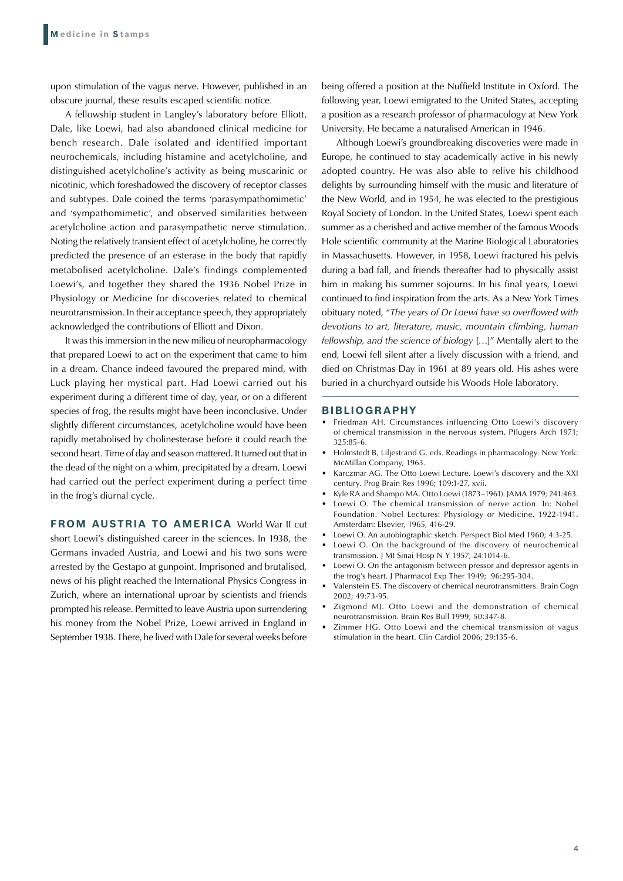upon stimulation of the vagus nerve. However, published in an obscure journal, these results escaped scientific notice.

A fellowship student in Langley's laboratory before Elliott, Dale, like Loewi, had also abandoned clinical medicine for bench research. Dale isolated and identified important neurochemicals, including histamine and acetylcholine, and distinguished acetylcholine's activity as being muscarinic or nicotinic, which foreshadowed the discovery of receptor classes and subtypes. Dale coined the terms 'parasympathomimetic' and 'sympathomimetic', and observed similarities between acetylcholine action and parasympathetic nerve stimulation. Noting the relatively transient effect of acetylcholine, he correctly predicted the presence of an esterase in the body that rapidly metabolised acetylcholine. Dale's findings complemented Loewi's, and together they shared the 1936 Nobel Prize in Physiology or Medicine for discoveries related to chemical neurotransmission. In their acceptance speech, they appropriately acknowledged the contributions of Elliott and Dixon.

It was this immersion in the new milieu of neuropharmacology that prepared Loewi to act on the experiment that came to him in a dream. Chance indeed favoured the prepared mind, with Luck playing her mystical part. Had Loewi carried out his experiment during a different time of day, year, or on a different species of frog, the results might have been inconclusive. Under slightly different circumstances, acetylcholine would have been rapidly metabolised by cholinesterase before it could reach the second heart. Time of day and season mattered. It turned out that in the dead of the night on a whim, precipitated by a dream, Loewi had carried out the perfect experiment during a perfect time in the frog's diurnal cycle.

**FROM AUSTRIA TO AMERICA** World War II cut short Loewi's distinguished career in the sciences. In 1938, the Germans invaded Austria, and Loewi and his two sons were arrested by the Gestapo at gunpoint. Imprisoned and brutalised, news of his plight reached the International Physics Congress in Zurich, where an international uproar by scientists and friends prompted his release. Permitted to leave Austria upon surrendering his money from the Nobel Prize, Loewi arrived in England in September 1938. There, he lived with Dale for several weeks before being offered a position at the Nuffield Institute in Oxford. The following year, Loewi emigrated to the United States, accepting a position as a research professor of pharmacology at New York University. He became a naturalised American in 1946.

Although Loewi's groundbreaking discoveries were made in Europe, he continued to stay academically active in his newly adopted country. He was also able to relive his childhood delights by surrounding himself with the music and literature of the New World, and in 1954, he was elected to the prestigious Royal Society of London. In the United States, Loewi spent each summer as a cherished and active member of the famous Woods Hole scientific community at the Marine Biological Laboratories in Massachusetts. However, in 1958, Loewi fractured his pelvis during a bad fall, and friends thereafter had to physically assist him in making his summer sojourns. In his final years, Loewi continued to find inspiration from the arts. As a New York Times obituary noted, "*The years of Dr Loewi have so overflowed with devotions to art, literature, music, mountain climbing, human fellowship, and the science of biology* […]" Mentally alert to the end, Loewi fell silent after a lively discussion with a friend, and died on Christmas Day in 1961 at 89 years old. His ashes were buried in a churchyard outside his Woods Hole laboratory.

## BIBLIOGRAPHY

- Friedman AH. Circumstances influencing Otto Loewi's discovery of chemical transmission in the nervous system. Pflugers Arch 1971; 325:85-6.
- Holmstedt B, Liljestrand G, eds. Readings in pharmacology. New York: McMillan Company, 1963.
- Karczmar AG. The Otto Loewi Lecture. Loewi's discovery and the XXI century. Prog Brain Res 1996; 109:1-27, xvii.
- Kyle RA and Shampo MA. Otto Loewi (1873–1961). JAMA 1979; 241:463.
- Loewi O. The chemical transmission of nerve action. In: Nobel Foundation. Nobel Lectures: Physiology or Medicine, 1922-1941. Amsterdam: Elsevier, 1965, 416-29.
- Loewi O. An autobiographic sketch. Perspect Biol Med 1960; 4:3-25.
- Loewi O. On the background of the discovery of neurochemical transmission. J Mt Sinai Hosp N Y 1957; 24:1014-6.
- Loewi O. On the antagonism between pressor and depressor agents in the frog's heart. J Pharmacol Exp Ther 1949; 96:295-304.
- Valenstein ES. The discovery of chemical neurotransmitters. Brain Cogn 2002; 49:73-95.
- Zigmond MJ. Otto Loewi and the demonstration of chemical neurotransmission. Brain Res Bull 1999; 50:347-8.
- Zimmer HG. Otto Loewi and the chemical transmission of vagus stimulation in the heart. Clin Cardiol 2006; 29:135-6.